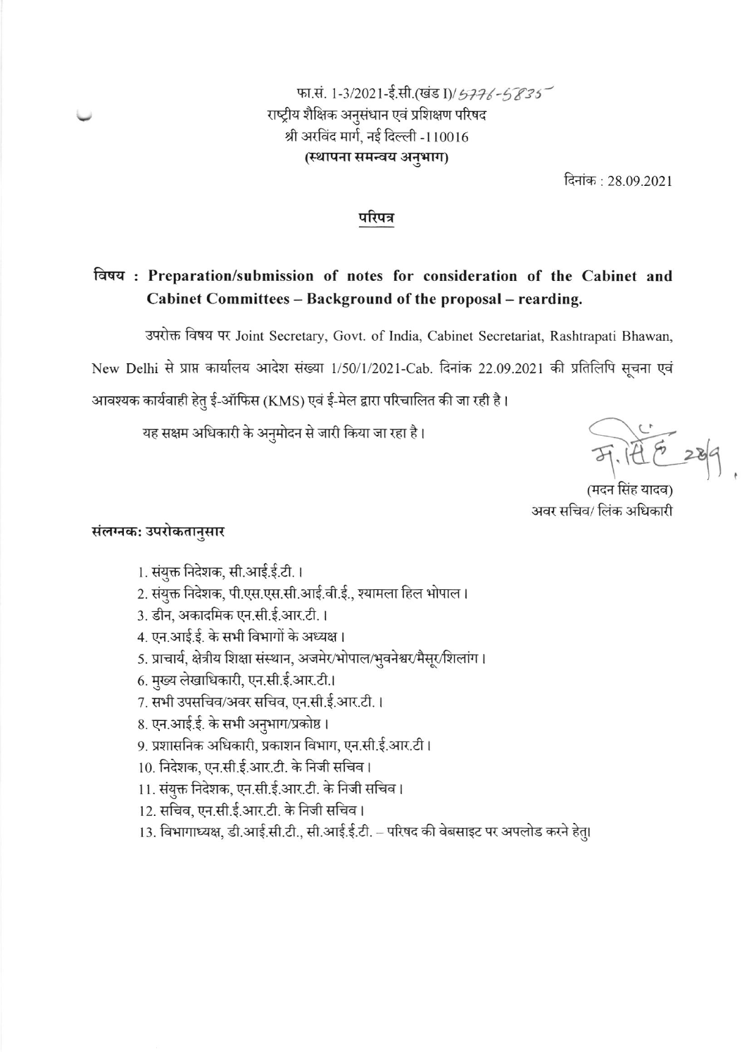फा.सं. 1-3/2021-ई.सी.(खंड I)/ 5776-5835

राष्ट्रीय शैक्षिक अनुसंधान एवं प्रशिक्षण परिषद

श्री अरविंद मार्ग, नई दिल्ली -110016

**(स्थापना समन्वय अनुभाग)**

दिनांक : 28.09.2021

## परिपत्र

**विषय : Preparation/submission of notes for consideration of the Cabinet and Cabinet Committees – Background of the proposal – rearding.**

उपरोक्त विषय पर Joint Secretary, Govt. of India, Cabinet Secretariat, Rashtrapati Bhawan, New Delhi से प्राप्त कार्यालय आदेश संख्या 1/50/1/2021-Cab. दिनांक 22.09.2021 की प्रतिलिपि सूचना एवं आवश्यक कार्यवाही हेतु ई-ऑफिस (KMS) एवं ई-मेल द्वारा परिचालित की जा रही है।

यह सक्षम अधिकारी के अनुमोदन से जारी किया जा रहा है।

(मदन सिंह यादव)
अवर सचिव/ लिंक अधिकारी

**संलग्नक: उपरोकतानुसार**

1. संयुक्त निदेशक, सी.आई.ई.टी.।
2. संयुक्त निदेशक, पी.एस.एस.सी.आई.वी.ई., श्यामला हिल भोपाल।
3. डीन, अकादमिक एन.सी.ई.आर.टी.।
4. एन.आई.ई. के सभी विभागों के अध्यक्ष।
5. प्राचार्य, क्षेत्रीय शिक्षा संस्थान, अजमेर/भोपाल/भुवनेश्वर/मैसूर/शिलांग।
6. मुख्य लेखाधिकारी, एन.सी.ई.आर.टी.।
7. सभी उपसचिव/अवर सचिव, एन.सी.ई.आर.टी.।
8. एन.आई.ई. के सभी अनुभाग/प्रकोष्ठ।
9. प्रशासनिक अधिकारी, प्रकाशन विभाग, एन.सी.ई.आर.टी।
10. निदेशक, एन.सी.ई.आर.टी. के निजी सचिव।
11. संयुक्त निदेशक, एन.सी.ई.आर.टी. के निजी सचिव।
12. सचिव, एन.सी.ई.आर.टी. के निजी सचिव।
13. विभागाध्यक्ष, डी.आई.सी.टी., सी.आई.ई.टी. – परिषद की वेबसाइट पर अपलोड करने हेतु।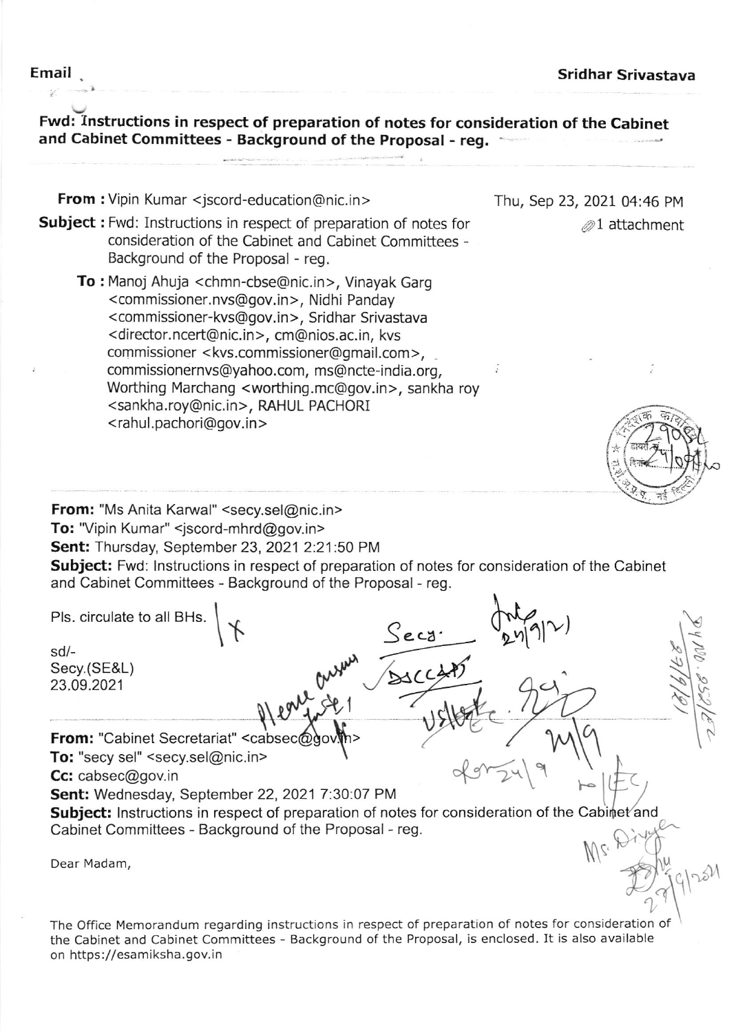**Email**

**Sridhar Srivastava**

**Fwd: Instructions in respect of preparation of notes for consideration of the Cabinet and Cabinet Committees - Background of the Proposal - reg.**

**From :** Vipin Kumar <jscord-education@nic.in>

Thu, Sep 23, 2021 04:46 PM

1 attachment

**Subject :** Fwd: Instructions in respect of preparation of notes for consideration of the Cabinet and Cabinet Committees - Background of the Proposal - reg.

**To :** Manoj Ahuja <chmn-cbse@nic.in>, Vinayak Garg <commissioner.nvs@gov.in>, Nidhi Panday <commissioner-kvs@gov.in>, Sridhar Srivastava <director.ncert@nic.in>, cm@nios.ac.in, kvs commissioner <kvs.commissioner@gmail.com>, commissionernvs@yahoo.com, ms@ncte-india.org, Worthing Marchang <worthing.mc@gov.in>, sankha roy <sankha.roy@nic.in>, RAHUL PACHORI <rahul.pachori@gov.in>

**From:** "Ms Anita Karwal" <secy.sel@nic.in>
**To:** "Vipin Kumar" <jscord-mhrd@gov.in>
**Sent:** Thursday, September 23, 2021 2:21:50 PM
**Subject:** Fwd: Instructions in respect of preparation of notes for consideration of the Cabinet and Cabinet Committees - Background of the Proposal - reg.

Pls. circulate to all BHs.

sd/-
Secy.(SE&L)
23.09.2021

**From:** "Cabinet Secretariat" <cabsec@gov.in>
**To:** "secy sel" <secy.sel@nic.in>
**Cc:** cabsec@gov.in
**Sent:** Wednesday, September 22, 2021 7:30:07 PM
**Subject:** Instructions in respect of preparation of notes for consideration of the Cabinet and Cabinet Committees - Background of the Proposal - reg.

Dear Madam,

The Office Memorandum regarding instructions in respect of preparation of notes for consideration of the Cabinet and Cabinet Committees - Background of the Proposal, is enclosed. It is also available on https://esamiksha.gov.in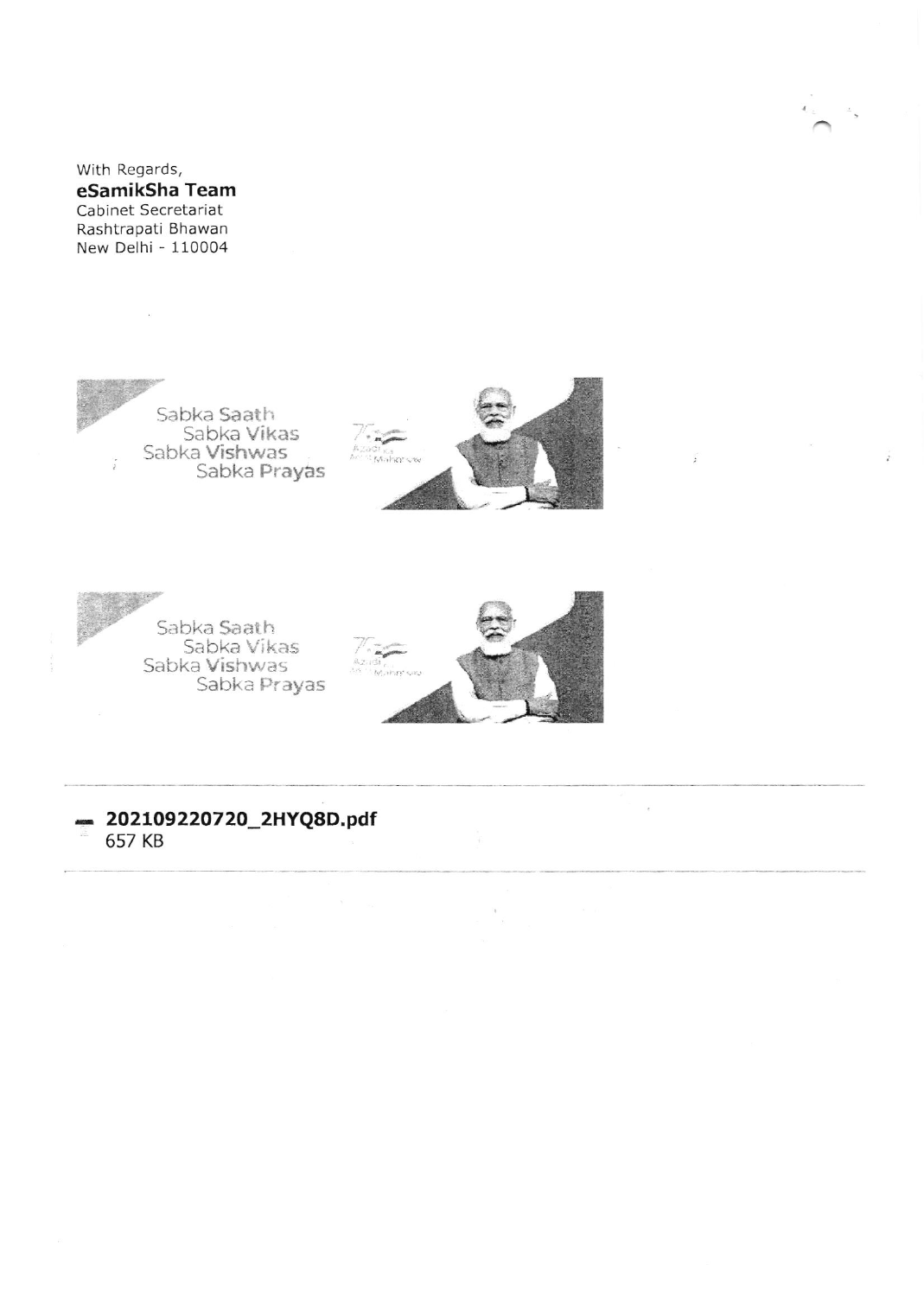With Regards,
**eSamikSha Team**
Cabinet Secretariat
Rashtrapati Bhawan
New Delhi - 110004

Sabka Saath
Sabka Vikas
Sabka Vishwas
Sabka Prayas

Sabka Saath
Sabka Vikas
Sabka Vishwas
Sabka Prayas

**202109220720_2HYQ8D.pdf**
657 KB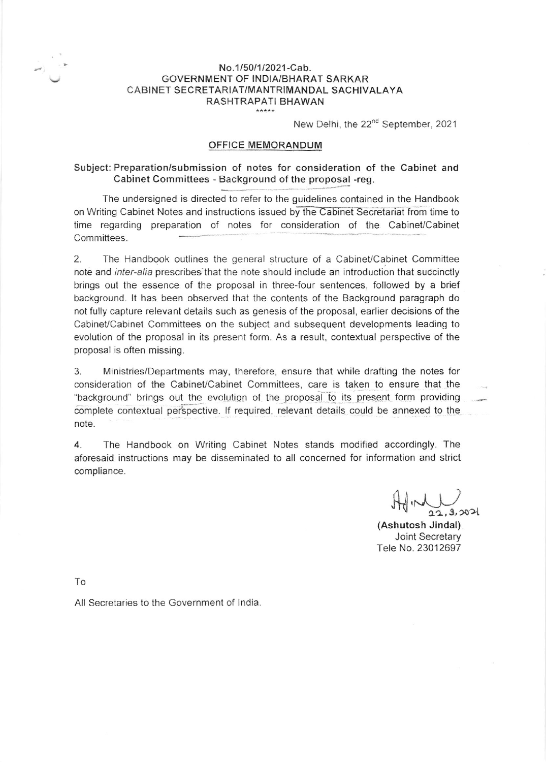No.1/50/1/2021-Cab.
GOVERNMENT OF INDIA/BHARAT SARKAR
CABINET SECRETARIAT/MANTRIMANDAL SACHIVALAYA
RASHTRAPATI BHAWAN

\*\*\*\*\*

New Delhi, the 22nd September, 2021

## OFFICE MEMORANDUM

**Subject: Preparation/submission of notes for consideration of the Cabinet and Cabinet Committees - Background of the proposal -reg.**

The undersigned is directed to refer to the guidelines contained in the Handbook on Writing Cabinet Notes and instructions issued by the Cabinet Secretariat from time to time regarding preparation of notes for consideration of the Cabinet/Cabinet Committees.

2. The Handbook outlines the general structure of a Cabinet/Cabinet Committee note and *inter-alia* prescribes that the note should include an introduction that succinctly brings out the essence of the proposal in three-four sentences, followed by a brief background. It has been observed that the contents of the Background paragraph do not fully capture relevant details such as genesis of the proposal, earlier decisions of the Cabinet/Cabinet Committees on the subject and subsequent developments leading to evolution of the proposal in its present form. As a result, contextual perspective of the proposal is often missing.

3. Ministries/Departments may, therefore, ensure that while drafting the notes for consideration of the Cabinet/Cabinet Committees, care is taken to ensure that the "background" brings out the evolution of the proposal to its present form providing complete contextual perspective. If required, relevant details could be annexed to the note.

4. The Handbook on Writing Cabinet Notes stands modified accordingly. The aforesaid instructions may be disseminated to all concerned for information and strict compliance.

22.9.2021

**(Ashutosh Jindal)**
Joint Secretary
Tele No. 23012697

To

All Secretaries to the Government of India.